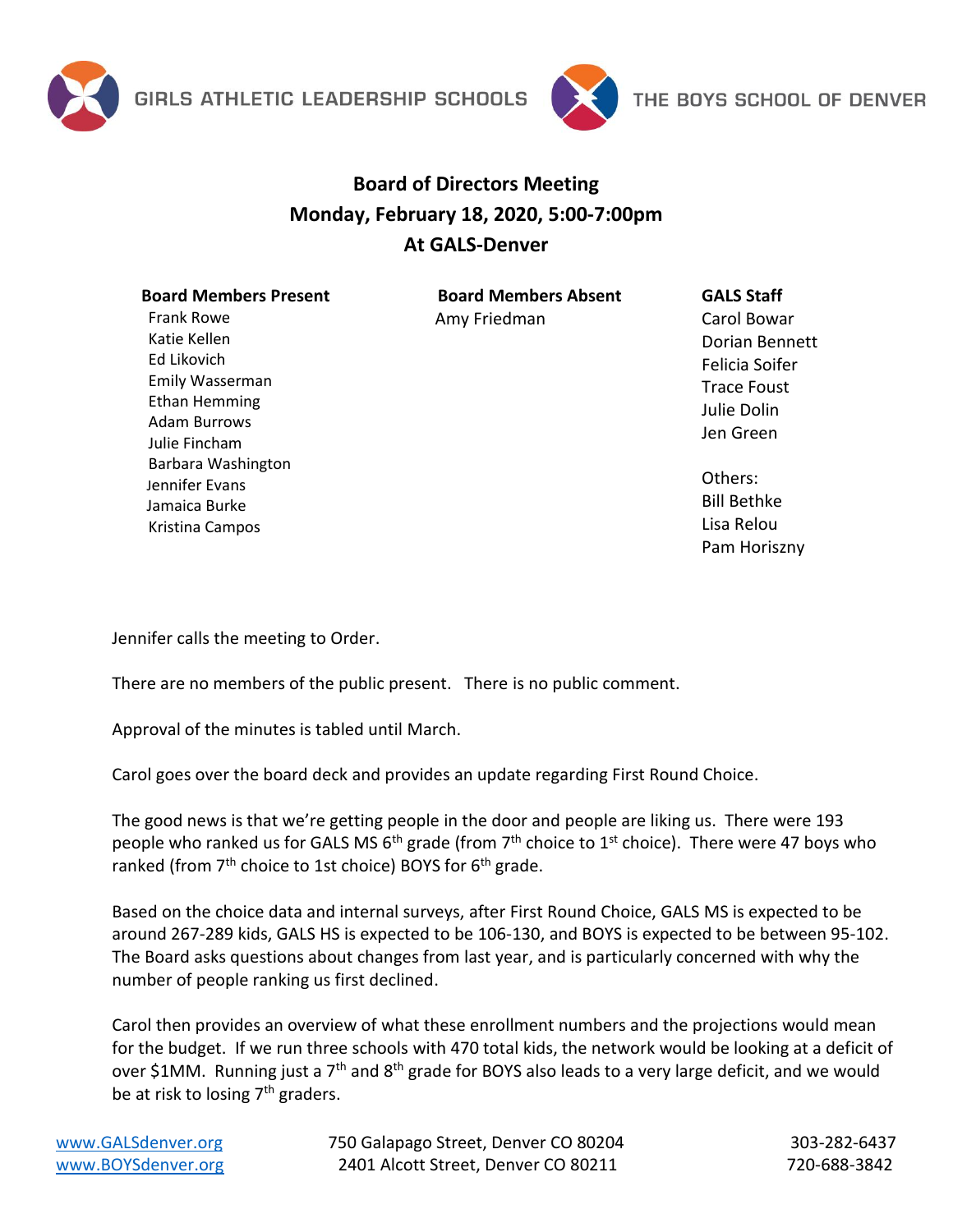GIRLS ATHLETIC LEADERSHIP SCHOOLS

THE BOYS SCHOOL OF DENVER

# Board of Directors Meeting
## Monday, February 18, 2020, 5:00-7:00pm
## At GALS-Denver

**Board Members Present**
Frank Rowe
Katie Kellen
Ed Likovich
Emily Wasserman
Ethan Hemming
Adam Burrows
Julie Fincham
Barbara Washington
Jennifer Evans
Jamaica Burke
Kristina Campos

**Board Members Absent**
Amy Friedman

**GALS Staff**
Carol Bowar
Dorian Bennett
Felicia Soifer
Trace Foust
Julie Dolin
Jen Green

Others:
Bill Bethke
Lisa Relou
Pam Horiszny

Jennifer calls the meeting to Order.

There are no members of the public present. There is no public comment.

Approval of the minutes is tabled until March.

Carol goes over the board deck and provides an update regarding First Round Choice.

The good news is that we're getting people in the door and people are liking us. There were 193 people who ranked us for GALS MS 6th grade (from 7th choice to 1st choice). There were 47 boys who ranked (from 7th choice to 1st choice) BOYS for 6th grade.

Based on the choice data and internal surveys, after First Round Choice, GALS MS is expected to be around 267-289 kids, GALS HS is expected to be 106-130, and BOYS is expected to be between 95-102. The Board asks questions about changes from last year, and is particularly concerned with why the number of people ranking us first declined.

Carol then provides an overview of what these enrollment numbers and the projections would mean for the budget. If we run three schools with 470 total kids, the network would be looking at a deficit of over \$1MM. Running just a 7th and 8th grade for BOYS also leads to a very large deficit, and we would be at risk to losing 7th graders.

www.GALSdenver.org
www.BOYSdenver.org

750 Galapago Street, Denver CO 80204
2401 Alcott Street, Denver CO 80211

303-282-6437
720-688-3842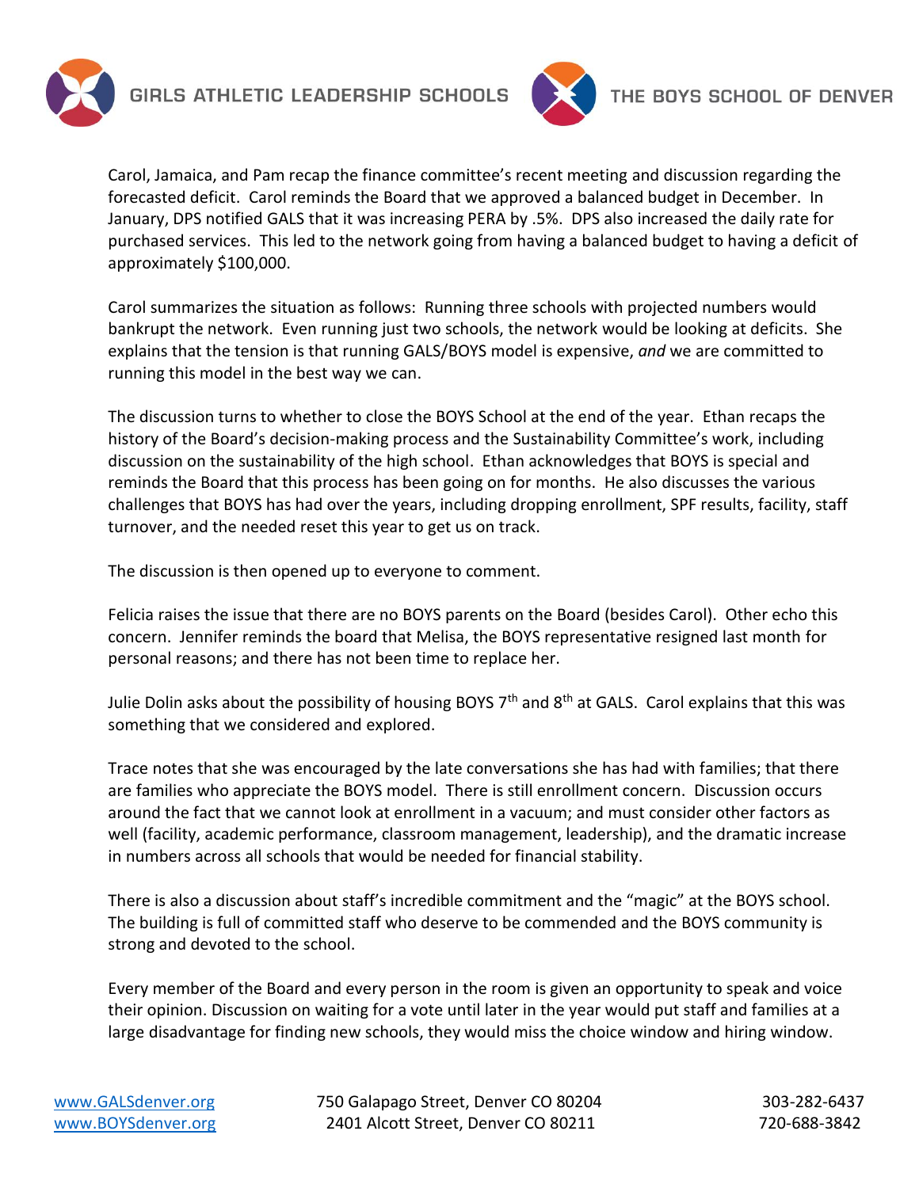Carol, Jamaica, and Pam recap the finance committee's recent meeting and discussion regarding the forecasted deficit. Carol reminds the Board that we approved a balanced budget in December. In January, DPS notified GALS that it was increasing PERA by .5%. DPS also increased the daily rate for purchased services. This led to the network going from having a balanced budget to having a deficit of approximately $100,000.

Carol summarizes the situation as follows: Running three schools with projected numbers would bankrupt the network. Even running just two schools, the network would be looking at deficits. She explains that the tension is that running GALS/BOYS model is expensive, *and* we are committed to running this model in the best way we can.

The discussion turns to whether to close the BOYS School at the end of the year. Ethan recaps the history of the Board's decision-making process and the Sustainability Committee's work, including discussion on the sustainability of the high school. Ethan acknowledges that BOYS is special and reminds the Board that this process has been going on for months. He also discusses the various challenges that BOYS has had over the years, including dropping enrollment, SPF results, facility, staff turnover, and the needed reset this year to get us on track.

The discussion is then opened up to everyone to comment.

Felicia raises the issue that there are no BOYS parents on the Board (besides Carol). Other echo this concern. Jennifer reminds the board that Melisa, the BOYS representative resigned last month for personal reasons; and there has not been time to replace her.

Julie Dolin asks about the possibility of housing BOYS 7th and 8th at GALS. Carol explains that this was something that we considered and explored.

Trace notes that she was encouraged by the late conversations she has had with families; that there are families who appreciate the BOYS model. There is still enrollment concern. Discussion occurs around the fact that we cannot look at enrollment in a vacuum; and must consider other factors as well (facility, academic performance, classroom management, leadership), and the dramatic increase in numbers across all schools that would be needed for financial stability.

There is also a discussion about staff's incredible commitment and the "magic" at the BOYS school. The building is full of committed staff who deserve to be commended and the BOYS community is strong and devoted to the school.

Every member of the Board and every person in the room is given an opportunity to speak and voice their opinion. Discussion on waiting for a vote until later in the year would put staff and families at a large disadvantage for finding new schools, they would miss the choice window and hiring window.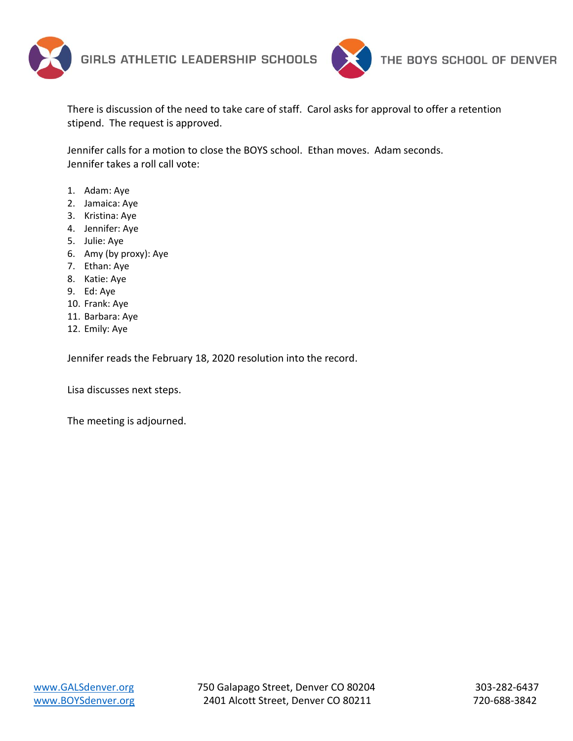There is discussion of the need to take care of staff. Carol asks for approval to offer a retention stipend. The request is approved.

Jennifer calls for a motion to close the BOYS school. Ethan moves. Adam seconds.
Jennifer takes a roll call vote:

1. Adam: Aye
2. Jamaica: Aye
3. Kristina: Aye
4. Jennifer: Aye
5. Julie: Aye
6. Amy (by proxy): Aye
7. Ethan: Aye
8. Katie: Aye
9. Ed: Aye
10. Frank: Aye
11. Barbara: Aye
12. Emily: Aye

Jennifer reads the February 18, 2020 resolution into the record.

Lisa discusses next steps.

The meeting is adjourned.